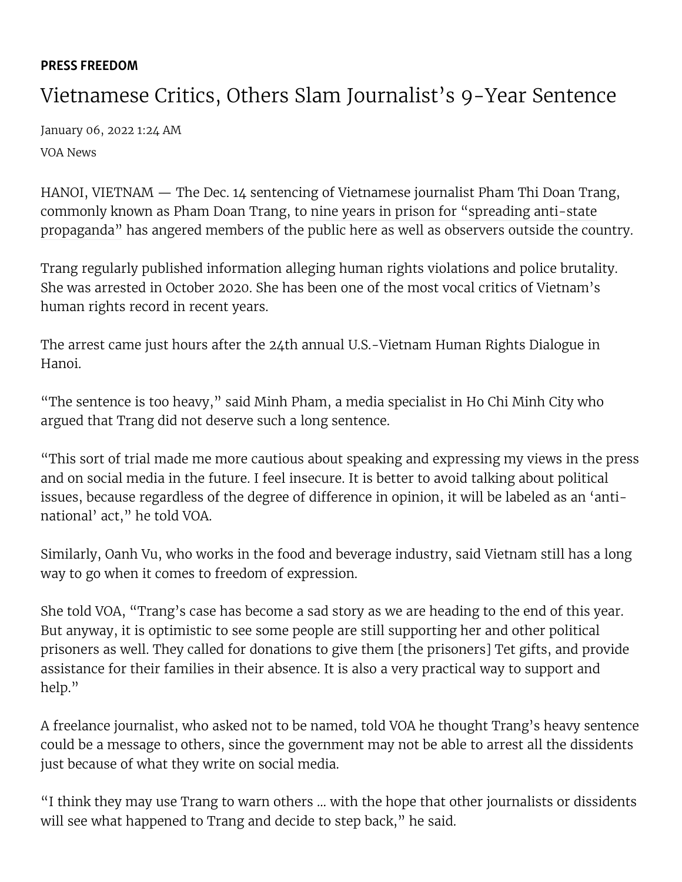**PRESS FREEDOM**

# Vietnamese Critics, Others Slam Journalist's 9-Year Sentence

January 06, 2022 1:24 AM

VOA News

HANOI, VIETNAM — The Dec. 14 sentencing of Vietnamese journalist Pham Thi Doan Trang, commonly known as Pham Doan Trang, to nine years in prison for "spreading anti-state propaganda" has angered members of the public here as well as observers outside the country.

Trang regularly published information alleging human rights violations and police brutality. She was arrested in October 2020. She has been one of the most vocal critics of Vietnam's human rights record in recent years.

The arrest came just hours after the 24th annual U.S.-Vietnam Human Rights Dialogue in Hanoi.

"The sentence is too heavy," said Minh Pham, a media specialist in Ho Chi Minh City who argued that Trang did not deserve such a long sentence.

"This sort of trial made me more cautious about speaking and expressing my views in the press and on social media in the future. I feel insecure. It is better to avoid talking about political issues, because regardless of the degree of difference in opinion, it will be labeled as an 'anti-national' act," he told VOA.

Similarly, Oanh Vu, who works in the food and beverage industry, said Vietnam still has a long way to go when it comes to freedom of expression.

She told VOA, "Trang's case has become a sad story as we are heading to the end of this year. But anyway, it is optimistic to see some people are still supporting her and other political prisoners as well. They called for donations to give them [the prisoners] Tet gifts, and provide assistance for their families in their absence. It is also a very practical way to support and help."

A freelance journalist, who asked not to be named, told VOA he thought Trang's heavy sentence could be a message to others, since the government may not be able to arrest all the dissidents just because of what they write on social media.

"I think they may use Trang to warn others ... with the hope that other journalists or dissidents will see what happened to Trang and decide to step back," he said.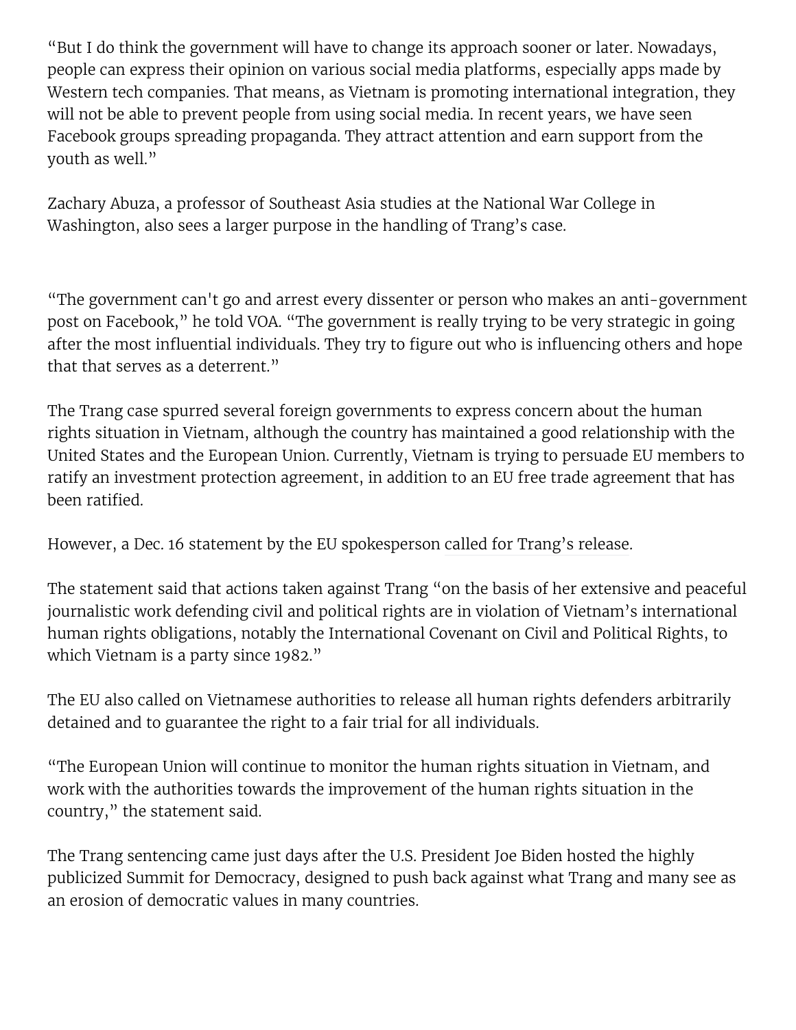"But I do think the government will have to change its approach sooner or later. Nowadays, people can express their opinion on various social media platforms, especially apps made by Western tech companies. That means, as Vietnam is promoting international integration, they will not be able to prevent people from using social media. In recent years, we have seen Facebook groups spreading propaganda. They attract attention and earn support from the youth as well."

Zachary Abuza, a professor of Southeast Asia studies at the National War College in Washington, also sees a larger purpose in the handling of Trang's case.

"The government can't go and arrest every dissenter or person who makes an anti-government post on Facebook," he told VOA. "The government is really trying to be very strategic in going after the most influential individuals. They try to figure out who is influencing others and hope that that serves as a deterrent."

The Trang case spurred several foreign governments to express concern about the human rights situation in Vietnam, although the country has maintained a good relationship with the United States and the European Union. Currently, Vietnam is trying to persuade EU members to ratify an investment protection agreement, in addition to an EU free trade agreement that has been ratified.

However, a Dec. 16 statement by the EU spokesperson called for Trang's release.

The statement said that actions taken against Trang "on the basis of her extensive and peaceful journalistic work defending civil and political rights are in violation of Vietnam's international human rights obligations, notably the International Covenant on Civil and Political Rights, to which Vietnam is a party since 1982."

The EU also called on Vietnamese authorities to release all human rights defenders arbitrarily detained and to guarantee the right to a fair trial for all individuals.

"The European Union will continue to monitor the human rights situation in Vietnam, and work with the authorities towards the improvement of the human rights situation in the country," the statement said.

The Trang sentencing came just days after the U.S. President Joe Biden hosted the highly publicized Summit for Democracy, designed to push back against what Trang and many see as an erosion of democratic values in many countries.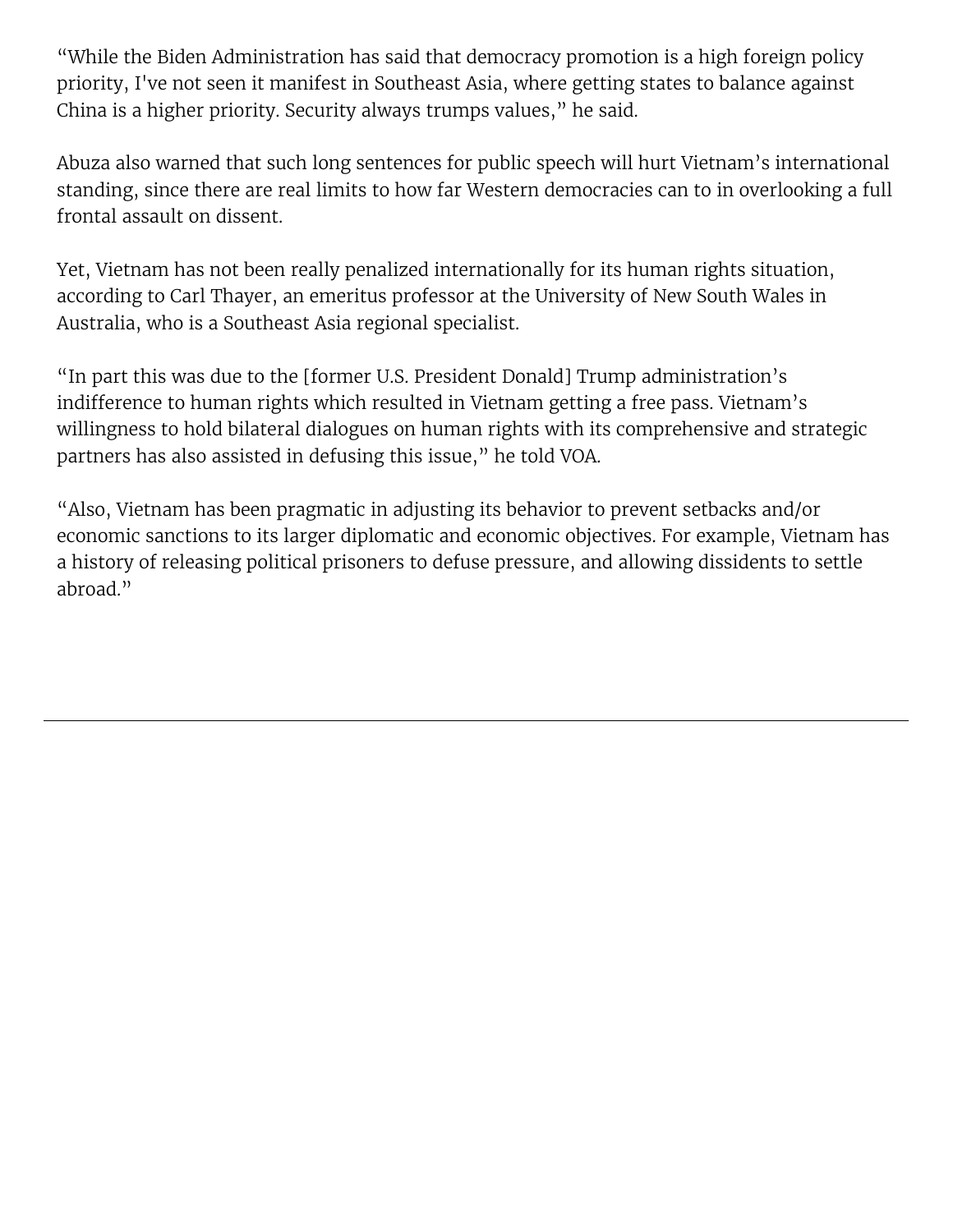"While the Biden Administration has said that democracy promotion is a high foreign policy priority, I've not seen it manifest in Southeast Asia, where getting states to balance against China is a higher priority. Security always trumps values," he said.

Abuza also warned that such long sentences for public speech will hurt Vietnam's international standing, since there are real limits to how far Western democracies can to in overlooking a full frontal assault on dissent.

Yet, Vietnam has not been really penalized internationally for its human rights situation, according to Carl Thayer, an emeritus professor at the University of New South Wales in Australia, who is a Southeast Asia regional specialist.

"In part this was due to the [former U.S. President Donald] Trump administration's indifference to human rights which resulted in Vietnam getting a free pass. Vietnam's willingness to hold bilateral dialogues on human rights with its comprehensive and strategic partners has also assisted in defusing this issue," he told VOA.

"Also, Vietnam has been pragmatic in adjusting its behavior to prevent setbacks and/or economic sanctions to its larger diplomatic and economic objectives. For example, Vietnam has a history of releasing political prisoners to defuse pressure, and allowing dissidents to settle abroad."

---